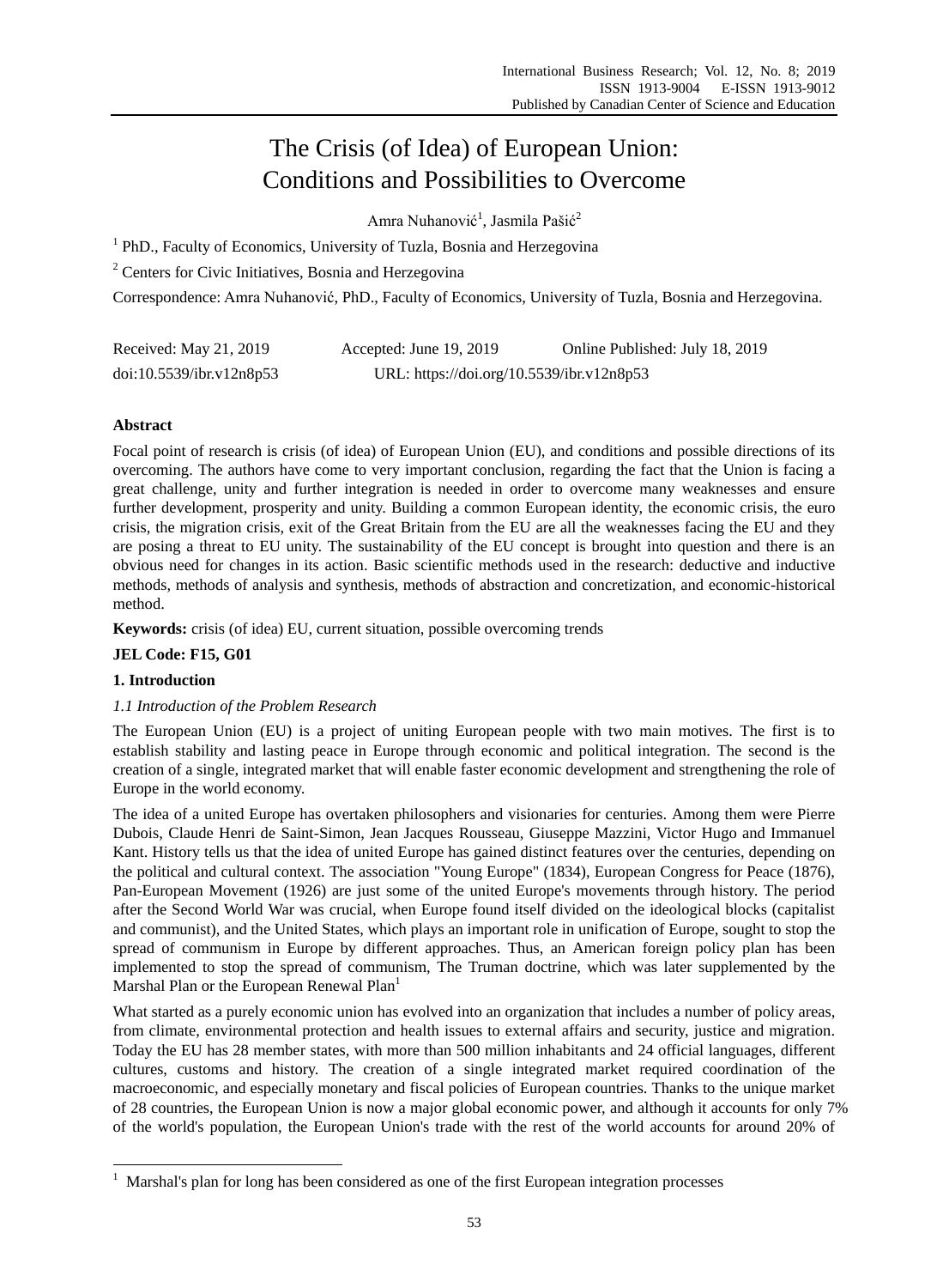# The Crisis (of Idea) of European Union: Conditions and Possibilities to Overcome

Amra Nuhanović[1], Jasmila Pašić[2]

[1] PhD., Faculty of Economics, University of Tuzla, Bosnia and Herzegovina

[2] Centers for Civic Initiatives, Bosnia and Herzegovina

Correspondence: Amra Nuhanović, PhD., Faculty of Economics, University of Tuzla, Bosnia and Herzegovina.

Received: May 21, 2019 Accepted: June 19, 2019 Online Published: July 18, 2019

doi:10.5539/ibr.v12n8p53 URL: https://doi.org/10.5539/ibr.v12n8p53

## Abstract

Focal point of research is crisis (of idea) of European Union (EU), and conditions and possible directions of its overcoming. The authors have come to very important conclusion, regarding the fact that the Union is facing a great challenge, unity and further integration is needed in order to overcome many weaknesses and ensure further development, prosperity and unity. Building a common European identity, the economic crisis, the euro crisis, the migration crisis, exit of the Great Britain from the EU are all the weaknesses facing the EU and they are posing a threat to EU unity. The sustainability of the EU concept is brought into question and there is an obvious need for changes in its action. Basic scientific methods used in the research: deductive and inductive methods, methods of analysis and synthesis, methods of abstraction and concretization, and economic-historical method.

**Keywords:** crisis (of idea) EU, current situation, possible overcoming trends

**JEL Code: F15, G01**

## 1. Introduction

### *1.1 Introduction of the Problem Research*

The European Union (EU) is a project of uniting European people with two main motives. The first is to establish stability and lasting peace in Europe through economic and political integration. The second is the creation of a single, integrated market that will enable faster economic development and strengthening the role of Europe in the world economy.

The idea of a united Europe has overtaken philosophers and visionaries for centuries. Among them were Pierre Dubois, Claude Henri de Saint-Simon, Jean Jacques Rousseau, Giuseppe Mazzini, Victor Hugo and Immanuel Kant. History tells us that the idea of united Europe has gained distinct features over the centuries, depending on the political and cultural context. The association "Young Europe" (1834), European Congress for Peace (1876), Pan-European Movement (1926) are just some of the united Europe's movements through history. The period after the Second World War was crucial, when Europe found itself divided on the ideological blocks (capitalist and communist), and the United States, which plays an important role in unification of Europe, sought to stop the spread of communism in Europe by different approaches. Thus, an American foreign policy plan has been implemented to stop the spread of communism, The Truman doctrine, which was later supplemented by the Marshal Plan or the European Renewal Plan[1]

What started as a purely economic union has evolved into an organization that includes a number of policy areas, from climate, environmental protection and health issues to external affairs and security, justice and migration. Today the EU has 28 member states, with more than 500 million inhabitants and 24 official languages, different cultures, customs and history. The creation of a single integrated market required coordination of the macroeconomic, and especially monetary and fiscal policies of European countries. Thanks to the unique market of 28 countries, the European Union is now a major global economic power, and although it accounts for only 7% of the world's population, the European Union's trade with the rest of the world accounts for around 20% of

[1] Marshal's plan for long has been considered as one of the first European integration processes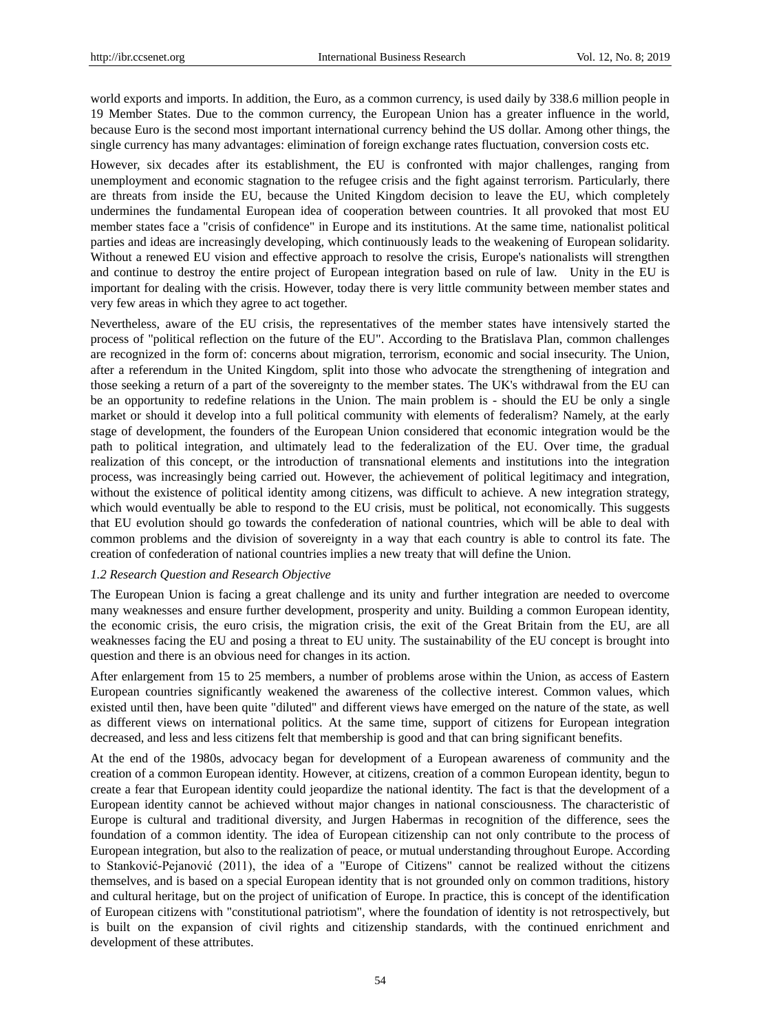world exports and imports. In addition, the Euro, as a common currency, is used daily by 338.6 million people in 19 Member States. Due to the common currency, the European Union has a greater influence in the world, because Euro is the second most important international currency behind the US dollar. Among other things, the single currency has many advantages: elimination of foreign exchange rates fluctuation, conversion costs etc.

However, six decades after its establishment, the EU is confronted with major challenges, ranging from unemployment and economic stagnation to the refugee crisis and the fight against terrorism. Particularly, there are threats from inside the EU, because the United Kingdom decision to leave the EU, which completely undermines the fundamental European idea of cooperation between countries. It all provoked that most EU member states face a "crisis of confidence" in Europe and its institutions. At the same time, nationalist political parties and ideas are increasingly developing, which continuously leads to the weakening of European solidarity. Without a renewed EU vision and effective approach to resolve the crisis, Europe's nationalists will strengthen and continue to destroy the entire project of European integration based on rule of law. Unity in the EU is important for dealing with the crisis. However, today there is very little community between member states and very few areas in which they agree to act together.

Nevertheless, aware of the EU crisis, the representatives of the member states have intensively started the process of "political reflection on the future of the EU". According to the Bratislava Plan, common challenges are recognized in the form of: concerns about migration, terrorism, economic and social insecurity. The Union, after a referendum in the United Kingdom, split into those who advocate the strengthening of integration and those seeking a return of a part of the sovereignty to the member states. The UK's withdrawal from the EU can be an opportunity to redefine relations in the Union. The main problem is - should the EU be only a single market or should it develop into a full political community with elements of federalism? Namely, at the early stage of development, the founders of the European Union considered that economic integration would be the path to political integration, and ultimately lead to the federalization of the EU. Over time, the gradual realization of this concept, or the introduction of transnational elements and institutions into the integration process, was increasingly being carried out. However, the achievement of political legitimacy and integration, without the existence of political identity among citizens, was difficult to achieve. A new integration strategy, which would eventually be able to respond to the EU crisis, must be political, not economically. This suggests that EU evolution should go towards the confederation of national countries, which will be able to deal with common problems and the division of sovereignty in a way that each country is able to control its fate. The creation of confederation of national countries implies a new treaty that will define the Union.

*1.2 Research Question and Research Objective*

The European Union is facing a great challenge and its unity and further integration are needed to overcome many weaknesses and ensure further development, prosperity and unity. Building a common European identity, the economic crisis, the euro crisis, the migration crisis, the exit of the Great Britain from the EU, are all weaknesses facing the EU and posing a threat to EU unity. The sustainability of the EU concept is brought into question and there is an obvious need for changes in its action.

After enlargement from 15 to 25 members, a number of problems arose within the Union, as access of Eastern European countries significantly weakened the awareness of the collective interest. Common values, which existed until then, have been quite "diluted" and different views have emerged on the nature of the state, as well as different views on international politics. At the same time, support of citizens for European integration decreased, and less and less citizens felt that membership is good and that can bring significant benefits.

At the end of the 1980s, advocacy began for development of a European awareness of community and the creation of a common European identity. However, at citizens, creation of a common European identity, begun to create a fear that European identity could jeopardize the national identity. The fact is that the development of a European identity cannot be achieved without major changes in national consciousness. The characteristic of Europe is cultural and traditional diversity, and Jurgen Habermas in recognition of the difference, sees the foundation of a common identity. The idea of European citizenship can not only contribute to the process of European integration, but also to the realization of peace, or mutual understanding throughout Europe. According to Stanković-Pejanović (2011), the idea of a "Europe of Citizens" cannot be realized without the citizens themselves, and is based on a special European identity that is not grounded only on common traditions, history and cultural heritage, but on the project of unification of Europe. In practice, this is concept of the identification of European citizens with "constitutional patriotism", where the foundation of identity is not retrospectively, but is built on the expansion of civil rights and citizenship standards, with the continued enrichment and development of these attributes.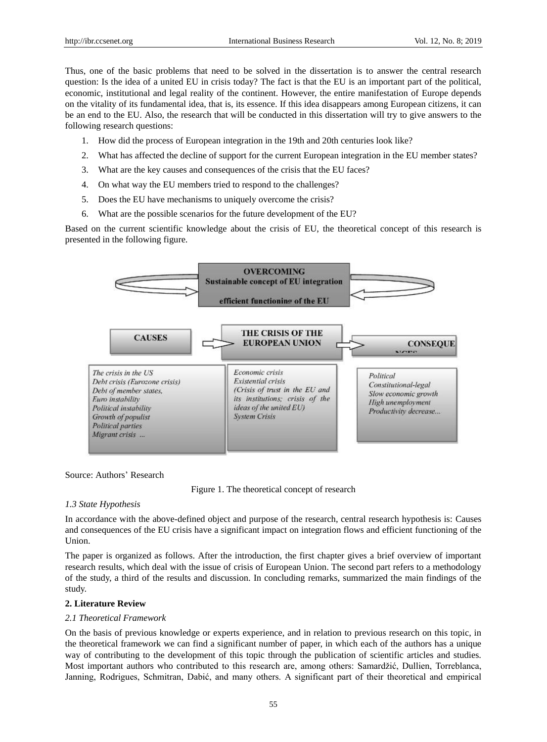Thus, one of the basic problems that need to be solved in the dissertation is to answer the central research question: Is the idea of a united EU in crisis today? The fact is that the EU is an important part of the political, economic, institutional and legal reality of the continent. However, the entire manifestation of Europe depends on the vitality of its fundamental idea, that is, its essence. If this idea disappears among European citizens, it can be an end to the EU. Also, the research that will be conducted in this dissertation will try to give answers to the following research questions:

1. How did the process of European integration in the 19th and 20th centuries look like?
2. What has affected the decline of support for the current European integration in the EU member states?
3. What are the key causes and consequences of the crisis that the EU faces?
4. On what way the EU members tried to respond to the challenges?
5. Does the EU have mechanisms to uniquely overcome the crisis?
6. What are the possible scenarios for the future development of the EU?

Based on the current scientific knowledge about the crisis of EU, the theoretical concept of this research is presented in the following figure.

**OVERCOMING**
**Sustainable concept of EU integration**
**efficient functioning of the EU**

| CAUSES | THE CRISIS OF THE EUROPEAN UNION | CONSEQUENCES |
|---|---|---|
| *The crisis in the US*<br>*Debt crisis (Eurozone crisis)*<br>*Debt of member states,*<br>*Euro instability*<br>*Political instability*<br>*Growth of populist*<br>*Political parties*<br>*Migrant crisis ...* | *Economic crisis*<br>*Existential crisis*<br>*(Crisis of trust in the EU and its institutions; crisis of the ideas of the united EU)*<br>*System Crisis* | *Political*<br>*Constitutional-legal*<br>*Slow economic growth*<br>*High unemployment*<br>*Productivity decrease...* |

Source: Authors' Research

Figure 1. The theoretical concept of research

*1.3 State Hypothesis*

In accordance with the above-defined object and purpose of the research, central research hypothesis is: Causes and consequences of the EU crisis have a significant impact on integration flows and efficient functioning of the Union.

The paper is organized as follows. After the introduction, the first chapter gives a brief overview of important research results, which deal with the issue of crisis of European Union. The second part refers to a methodology of the study, a third of the results and discussion. In concluding remarks, summarized the main findings of the study.

## 2. Literature Review

*2.1 Theoretical Framework*

On the basis of previous knowledge or experts experience, and in relation to previous research on this topic, in the theoretical framework we can find a significant number of paper, in which each of the authors has a unique way of contributing to the development of this topic through the publication of scientific articles and studies. Most important authors who contributed to this research are, among others: Samardžić, Dullien, Torreblanca, Janning, Rodrigues, Schmitran, Dabić, and many others. A significant part of their theoretical and empirical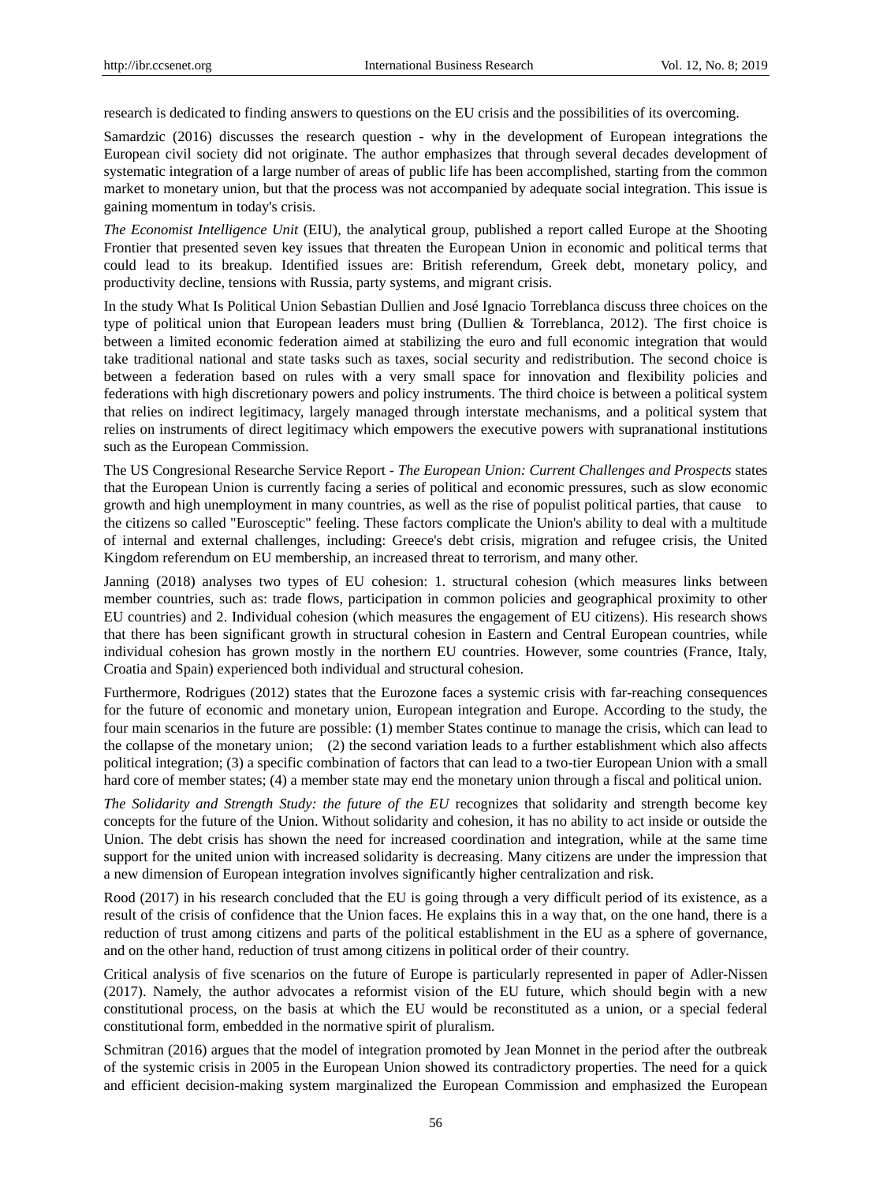research is dedicated to finding answers to questions on the EU crisis and the possibilities of its overcoming.

Samardzic (2016) discusses the research question - why in the development of European integrations the European civil society did not originate. The author emphasizes that through several decades development of systematic integration of a large number of areas of public life has been accomplished, starting from the common market to monetary union, but that the process was not accompanied by adequate social integration. This issue is gaining momentum in today's crisis.

*The Economist Intelligence Unit* (EIU), the analytical group, published a report called Europe at the Shooting Frontier that presented seven key issues that threaten the European Union in economic and political terms that could lead to its breakup. Identified issues are: British referendum, Greek debt, monetary policy, and productivity decline, tensions with Russia, party systems, and migrant crisis.

In the study What Is Political Union Sebastian Dullien and José Ignacio Torreblanca discuss three choices on the type of political union that European leaders must bring (Dullien & Torreblanca, 2012). The first choice is between a limited economic federation aimed at stabilizing the euro and full economic integration that would take traditional national and state tasks such as taxes, social security and redistribution. The second choice is between a federation based on rules with a very small space for innovation and flexibility policies and federations with high discretionary powers and policy instruments. The third choice is between a political system that relies on indirect legitimacy, largely managed through interstate mechanisms, and a political system that relies on instruments of direct legitimacy which empowers the executive powers with supranational institutions such as the European Commission.

The US Congresional Researche Service Report - *The European Union: Current Challenges and Prospects* states that the European Union is currently facing a series of political and economic pressures, such as slow economic growth and high unemployment in many countries, as well as the rise of populist political parties, that cause to the citizens so called "Eurosceptic" feeling. These factors complicate the Union's ability to deal with a multitude of internal and external challenges, including: Greece's debt crisis, migration and refugee crisis, the United Kingdom referendum on EU membership, an increased threat to terrorism, and many other.

Janning (2018) analyses two types of EU cohesion: 1. structural cohesion (which measures links between member countries, such as: trade flows, participation in common policies and geographical proximity to other EU countries) and 2. Individual cohesion (which measures the engagement of EU citizens). His research shows that there has been significant growth in structural cohesion in Eastern and Central European countries, while individual cohesion has grown mostly in the northern EU countries. However, some countries (France, Italy, Croatia and Spain) experienced both individual and structural cohesion.

Furthermore, Rodrigues (2012) states that the Eurozone faces a systemic crisis with far-reaching consequences for the future of economic and monetary union, European integration and Europe. According to the study, the four main scenarios in the future are possible: (1) member States continue to manage the crisis, which can lead to the collapse of the monetary union; (2) the second variation leads to a further establishment which also affects political integration; (3) a specific combination of factors that can lead to a two-tier European Union with a small hard core of member states; (4) a member state may end the monetary union through a fiscal and political union.

*The Solidarity and Strength Study: the future of the EU* recognizes that solidarity and strength become key concepts for the future of the Union. Without solidarity and cohesion, it has no ability to act inside or outside the Union. The debt crisis has shown the need for increased coordination and integration, while at the same time support for the united union with increased solidarity is decreasing. Many citizens are under the impression that a new dimension of European integration involves significantly higher centralization and risk.

Rood (2017) in his research concluded that the EU is going through a very difficult period of its existence, as a result of the crisis of confidence that the Union faces. He explains this in a way that, on the one hand, there is a reduction of trust among citizens and parts of the political establishment in the EU as a sphere of governance, and on the other hand, reduction of trust among citizens in political order of their country.

Critical analysis of five scenarios on the future of Europe is particularly represented in paper of Adler-Nissen (2017). Namely, the author advocates a reformist vision of the EU future, which should begin with a new constitutional process, on the basis at which the EU would be reconstituted as a union, or a special federal constitutional form, embedded in the normative spirit of pluralism.

Schmitran (2016) argues that the model of integration promoted by Jean Monnet in the period after the outbreak of the systemic crisis in 2005 in the European Union showed its contradictory properties. The need for a quick and efficient decision-making system marginalized the European Commission and emphasized the European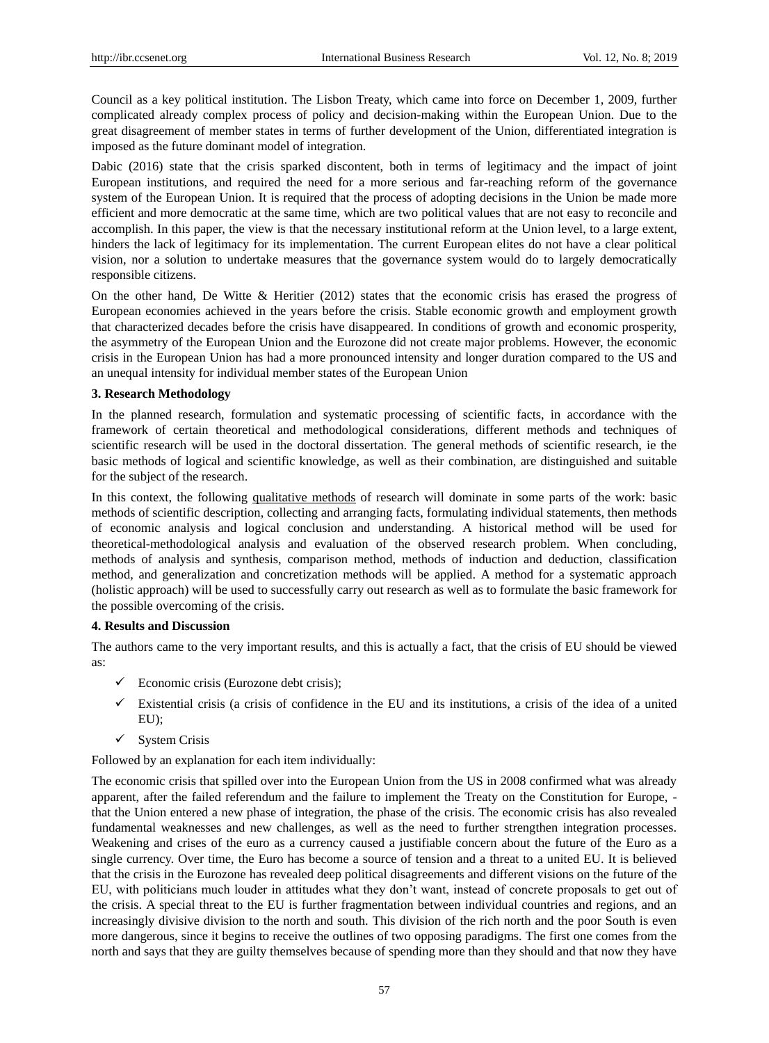Council as a key political institution. The Lisbon Treaty, which came into force on December 1, 2009, further complicated already complex process of policy and decision-making within the European Union. Due to the great disagreement of member states in terms of further development of the Union, differentiated integration is imposed as the future dominant model of integration.

Dabic (2016) state that the crisis sparked discontent, both in terms of legitimacy and the impact of joint European institutions, and required the need for a more serious and far-reaching reform of the governance system of the European Union. It is required that the process of adopting decisions in the Union be made more efficient and more democratic at the same time, which are two political values that are not easy to reconcile and accomplish. In this paper, the view is that the necessary institutional reform at the Union level, to a large extent, hinders the lack of legitimacy for its implementation. The current European elites do not have a clear political vision, nor a solution to undertake measures that the governance system would do to largely democratically responsible citizens.

On the other hand, De Witte & Heritier (2012) states that the economic crisis has erased the progress of European economies achieved in the years before the crisis. Stable economic growth and employment growth that characterized decades before the crisis have disappeared. In conditions of growth and economic prosperity, the asymmetry of the European Union and the Eurozone did not create major problems. However, the economic crisis in the European Union has had a more pronounced intensity and longer duration compared to the US and an unequal intensity for individual member states of the European Union

## 3. Research Methodology

In the planned research, formulation and systematic processing of scientific facts, in accordance with the framework of certain theoretical and methodological considerations, different methods and techniques of scientific research will be used in the doctoral dissertation. The general methods of scientific research, ie the basic methods of logical and scientific knowledge, as well as their combination, are distinguished and suitable for the subject of the research.

In this context, the following qualitative methods of research will dominate in some parts of the work: basic methods of scientific description, collecting and arranging facts, formulating individual statements, then methods of economic analysis and logical conclusion and understanding. A historical method will be used for theoretical-methodological analysis and evaluation of the observed research problem. When concluding, methods of analysis and synthesis, comparison method, methods of induction and deduction, classification method, and generalization and concretization methods will be applied. A method for a systematic approach (holistic approach) will be used to successfully carry out research as well as to formulate the basic framework for the possible overcoming of the crisis.

## 4. Results and Discussion

The authors came to the very important results, and this is actually a fact, that the crisis of EU should be viewed as:

- ✓ Economic crisis (Eurozone debt crisis);
- ✓ Existential crisis (a crisis of confidence in the EU and its institutions, a crisis of the idea of a united EU);
- ✓ System Crisis

Followed by an explanation for each item individually:

The economic crisis that spilled over into the European Union from the US in 2008 confirmed what was already apparent, after the failed referendum and the failure to implement the Treaty on the Constitution for Europe, - that the Union entered a new phase of integration, the phase of the crisis. The economic crisis has also revealed fundamental weaknesses and new challenges, as well as the need to further strengthen integration processes. Weakening and crises of the euro as a currency caused a justifiable concern about the future of the Euro as a single currency. Over time, the Euro has become a source of tension and a threat to a united EU. It is believed that the crisis in the Eurozone has revealed deep political disagreements and different visions on the future of the EU, with politicians much louder in attitudes what they don't want, instead of concrete proposals to get out of the crisis. A special threat to the EU is further fragmentation between individual countries and regions, and an increasingly divisive division to the north and south. This division of the rich north and the poor South is even more dangerous, since it begins to receive the outlines of two opposing paradigms. The first one comes from the north and says that they are guilty themselves because of spending more than they should and that now they have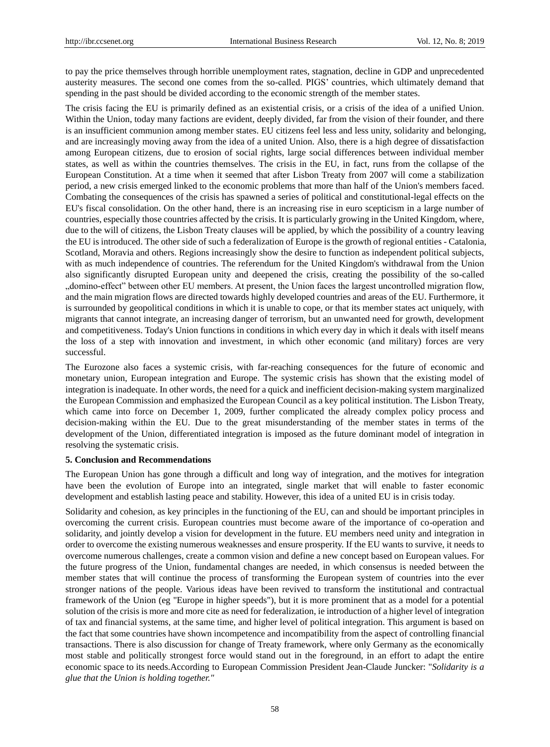to pay the price themselves through horrible unemployment rates, stagnation, decline in GDP and unprecedented austerity measures. The second one comes from the so-called. PIGS' countries, which ultimately demand that spending in the past should be divided according to the economic strength of the member states.

The crisis facing the EU is primarily defined as an existential crisis, or a crisis of the idea of a unified Union. Within the Union, today many factions are evident, deeply divided, far from the vision of their founder, and there is an insufficient communion among member states. EU citizens feel less and less unity, solidarity and belonging, and are increasingly moving away from the idea of a united Union. Also, there is a high degree of dissatisfaction among European citizens, due to erosion of social rights, large social differences between individual member states, as well as within the countries themselves. The crisis in the EU, in fact, runs from the collapse of the European Constitution. At a time when it seemed that after Lisbon Treaty from 2007 will come a stabilization period, a new crisis emerged linked to the economic problems that more than half of the Union's members faced. Combating the consequences of the crisis has spawned a series of political and constitutional-legal effects on the EU's fiscal consolidation. On the other hand, there is an increasing rise in euro scepticism in a large number of countries, especially those countries affected by the crisis. It is particularly growing in the United Kingdom, where, due to the will of citizens, the Lisbon Treaty clauses will be applied, by which the possibility of a country leaving the EU is introduced. The other side of such a federalization of Europe is the growth of regional entities - Catalonia, Scotland, Moravia and others. Regions increasingly show the desire to function as independent political subjects, with as much independence of countries. The referendum for the United Kingdom's withdrawal from the Union also significantly disrupted European unity and deepened the crisis, creating the possibility of the so-called „domino-effect" between other EU members. At present, the Union faces the largest uncontrolled migration flow, and the main migration flows are directed towards highly developed countries and areas of the EU. Furthermore, it is surrounded by geopolitical conditions in which it is unable to cope, or that its member states act uniquely, with migrants that cannot integrate, an increasing danger of terrorism, but an unwanted need for growth, development and competitiveness. Today's Union functions in conditions in which every day in which it deals with itself means the loss of a step with innovation and investment, in which other economic (and military) forces are very successful.

The Eurozone also faces a systemic crisis, with far-reaching consequences for the future of economic and monetary union, European integration and Europe. The systemic crisis has shown that the existing model of integration is inadequate. In other words, the need for a quick and inefficient decision-making system marginalized the European Commission and emphasized the European Council as a key political institution. The Lisbon Treaty, which came into force on December 1, 2009, further complicated the already complex policy process and decision-making within the EU. Due to the great misunderstanding of the member states in terms of the development of the Union, differentiated integration is imposed as the future dominant model of integration in resolving the systematic crisis.

## 5. Conclusion and Recommendations

The European Union has gone through a difficult and long way of integration, and the motives for integration have been the evolution of Europe into an integrated, single market that will enable to faster economic development and establish lasting peace and stability. However, this idea of a united EU is in crisis today.

Solidarity and cohesion, as key principles in the functioning of the EU, can and should be important principles in overcoming the current crisis. European countries must become aware of the importance of co-operation and solidarity, and jointly develop a vision for development in the future. EU members need unity and integration in order to overcome the existing numerous weaknesses and ensure prosperity. If the EU wants to survive, it needs to overcome numerous challenges, create a common vision and define a new concept based on European values. For the future progress of the Union, fundamental changes are needed, in which consensus is needed between the member states that will continue the process of transforming the European system of countries into the ever stronger nations of the people. Various ideas have been revived to transform the institutional and contractual framework of the Union (eg "Europe in higher speeds"), but it is more prominent that as a model for a potential solution of the crisis is more and more cite as need for federalization, ie introduction of a higher level of integration of tax and financial systems, at the same time, and higher level of political integration. This argument is based on the fact that some countries have shown incompetence and incompatibility from the aspect of controlling financial transactions. There is also discussion for change of Treaty framework, where only Germany as the economically most stable and politically strongest force would stand out in the foreground, in an effort to adapt the entire economic space to its needs.According to European Commission President Jean-Claude Juncker: "*Solidarity is a glue that the Union is holding together."*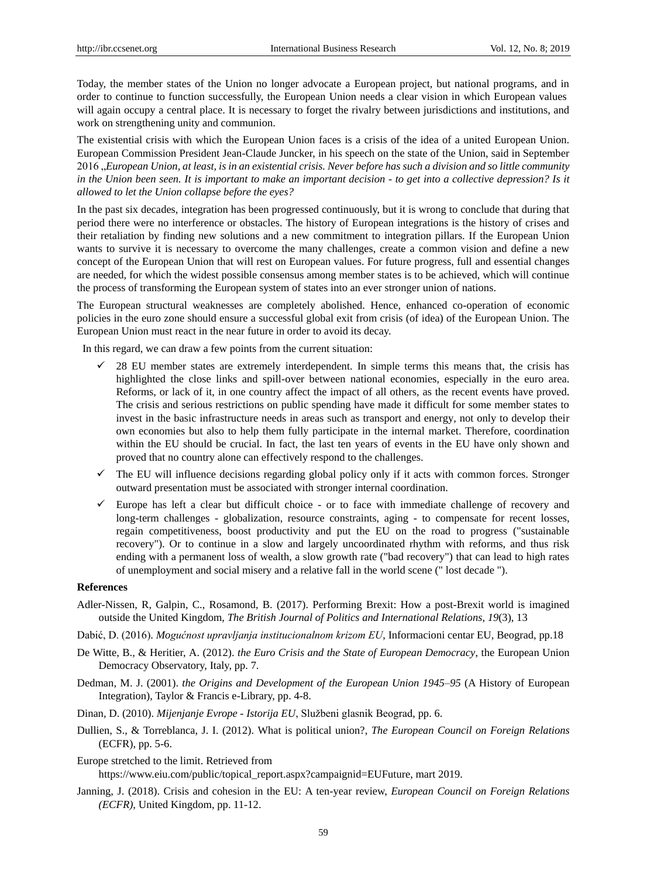Today, the member states of the Union no longer advocate a European project, but national programs, and in order to continue to function successfully, the European Union needs a clear vision in which European values will again occupy a central place. It is necessary to forget the rivalry between jurisdictions and institutions, and work on strengthening unity and communion.

The existential crisis with which the European Union faces is a crisis of the idea of a united European Union. European Commission President Jean-Claude Juncker, in his speech on the state of the Union, said in September 2016 „*European Union, at least, is in an existential crisis. Never before has such a division and so little community in the Union been seen. It is important to make an important decision - to get into a collective depression? Is it allowed to let the Union collapse before the eyes?*

In the past six decades, integration has been progressed continuously, but it is wrong to conclude that during that period there were no interference or obstacles. The history of European integrations is the history of crises and their retaliation by finding new solutions and a new commitment to integration pillars. If the European Union wants to survive it is necessary to overcome the many challenges, create a common vision and define a new concept of the European Union that will rest on European values. For future progress, full and essential changes are needed, for which the widest possible consensus among member states is to be achieved, which will continue the process of transforming the European system of states into an ever stronger union of nations.

The European structural weaknesses are completely abolished. Hence, enhanced co-operation of economic policies in the euro zone should ensure a successful global exit from crisis (of idea) of the European Union. The European Union must react in the near future in order to avoid its decay.

In this regard, we can draw a few points from the current situation:

- ✓ 28 EU member states are extremely interdependent. In simple terms this means that, the crisis has highlighted the close links and spill-over between national economies, especially in the euro area. Reforms, or lack of it, in one country affect the impact of all others, as the recent events have proved. The crisis and serious restrictions on public spending have made it difficult for some member states to invest in the basic infrastructure needs in areas such as transport and energy, not only to develop their own economies but also to help them fully participate in the internal market. Therefore, coordination within the EU should be crucial. In fact, the last ten years of events in the EU have only shown and proved that no country alone can effectively respond to the challenges.
- ✓ The EU will influence decisions regarding global policy only if it acts with common forces. Stronger outward presentation must be associated with stronger internal coordination.
- ✓ Europe has left a clear but difficult choice - or to face with immediate challenge of recovery and long-term challenges - globalization, resource constraints, aging - to compensate for recent losses, regain competitiveness, boost productivity and put the EU on the road to progress ("sustainable recovery"). Or to continue in a slow and largely uncoordinated rhythm with reforms, and thus risk ending with a permanent loss of wealth, a slow growth rate ("bad recovery") that can lead to high rates of unemployment and social misery and a relative fall in the world scene (" lost decade ").

**References**

Adler-Nissen, R, Galpin, C., Rosamond, B. (2017). Performing Brexit: How a post-Brexit world is imagined outside the United Kingdom, *The British Journal of Politics and International Relations, 19*(3), 13

Dabić, D. (2016). *Mogućnost upravljanja institucionalnom krizom EU*, Informacioni centar EU, Beograd, pp.18

De Witte, B., & Heritier, A. (2012). *the Euro Crisis and the State of European Democracy*, the European Union Democracy Observatory, Italy, pp. 7.

Dedman, M. J. (2001). *the Origins and Development of the European Union 1945–95* (A History of European Integration), Taylor & Francis e-Library, pp. 4-8.

Dinan, D. (2010). *Mijenjanje Evrope - Istorija EU*, Službeni glasnik Beograd, pp. 6.

Dullien, S., & Torreblanca, J. I. (2012). What is political union?, *The European Council on Foreign Relations* (ECFR), pp. 5-6.

Europe stretched to the limit. Retrieved from https://www.eiu.com/public/topical_report.aspx?campaignid=EUFuture, mart 2019.

Janning, J. (2018). Crisis and cohesion in the EU: A ten-year review, *European Council on Foreign Relations (ECFR)*, United Kingdom, pp. 11-12.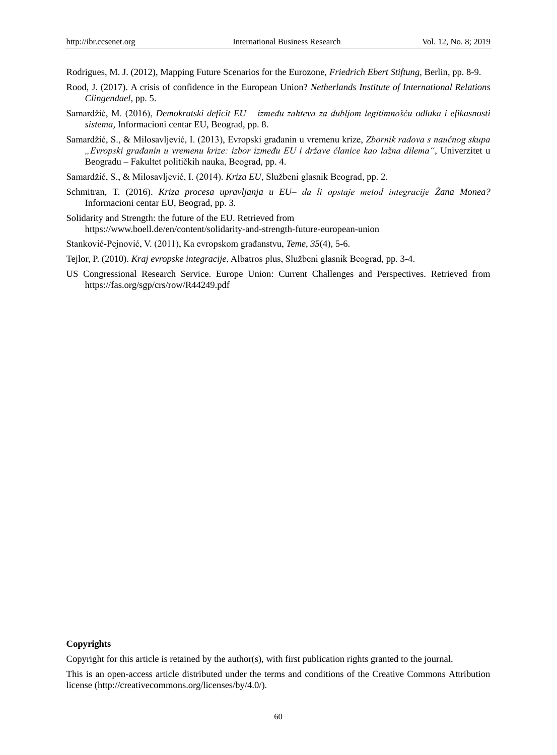Rodrigues, M. J. (2012), Mapping Future Scenarios for the Eurozone, *Friedrich Ebert Stiftung,* Berlin, pp. 8-9.

Rood, J. (2017). A crisis of confidence in the European Union? *Netherlands Institute of International Relations Clingendael*, pp. 5.

Samardžić, M. (2016), *Demokratski deficit EU – između zahteva za dubljom legitimnošću odluka i efikasnosti sistema,* Informacioni centar EU, Beograd, pp. 8.

Samardžić, S., & Milosavljević, I. (2013), Evropski građanin u vremenu krize, *Zbornik radova s naučnog skupa „Evropski građanin u vremenu krize: izbor između EU i države članice kao lažna dilema"*, Univerzitet u Beogradu – Fakultet političkih nauka, Beograd, pp. 4.

Samardžić, S., & Milosavljević, I. (2014). *Kriza EU*, Službeni glasnik Beograd, pp. 2.

Schmitran, T. (2016). *Kriza procesa upravljanja u EU– da li opstaje metod integracije Žana Monea?* Informacioni centar EU, Beograd, pp. 3.

Solidarity and Strength: the future of the EU. Retrieved from https://www.boell.de/en/content/solidarity-and-strength-future-european-union

Stanković-Pejnović, V. (2011), Ka evropskom građanstvu, *Teme*, *35*(4), 5-6.

Tejlor, P. (2010). *Kraj evropske integracije*, Albatros plus, Službeni glasnik Beograd, pp. 3-4.

US Congressional Research Service. Europe Union: Current Challenges and Perspectives. Retrieved from https://fas.org/sgp/crs/row/R44249.pdf

**Copyrights**

Copyright for this article is retained by the author(s), with first publication rights granted to the journal.

This is an open-access article distributed under the terms and conditions of the Creative Commons Attribution license (http://creativecommons.org/licenses/by/4.0/).